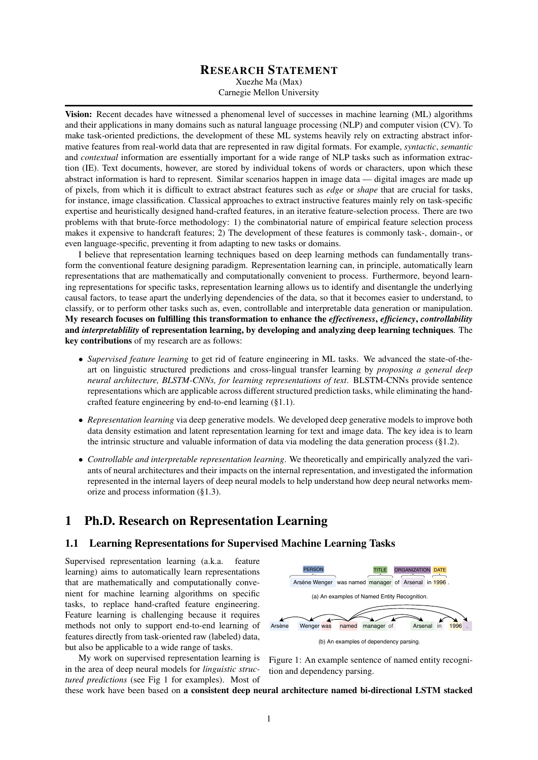# Research Statement

Xuezhe Ma (Max)
Carnegie Mellon University

**Vision:** Recent decades have witnessed a phenomenal level of successes in machine learning (ML) algorithms and their applications in many domains such as natural language processing (NLP) and computer vision (CV). To make task-oriented predictions, the development of these ML systems heavily rely on extracting abstract informative features from real-world data that are represented in raw digital formats. For example, *syntactic*, *semantic* and *contextual* information are essentially important for a wide range of NLP tasks such as information extraction (IE). Text documents, however, are stored by individual tokens of words or characters, upon which these abstract information is hard to represent. Similar scenarios happen in image data — digital images are made up of pixels, from which it is difficult to extract abstract features such as *edge* or *shape* that are crucial for tasks, for instance, image classification. Classical approaches to extract instructive features mainly rely on task-specific expertise and heuristically designed hand-crafted features, in an iterative feature-selection process. There are two problems with that brute-force methodology: 1) the combinatorial nature of empirical feature selection process makes it expensive to handcraft features; 2) The development of these features is commonly task-, domain-, or even language-specific, preventing it from adapting to new tasks or domains.

I believe that representation learning techniques based on deep learning methods can fundamentally transform the conventional feature designing paradigm. Representation learning can, in principle, automatically learn representations that are mathematically and computationally convenient to process. Furthermore, beyond learning representations for specific tasks, representation learning allows us to identify and disentangle the underlying causal factors, to tease apart the underlying dependencies of the data, so that it becomes easier to understand, to classify, or to perform other tasks such as, even, controllable and interpretable data generation or manipulation. **My research focuses on fulfilling this transformation to enhance the *effectiveness*, *efficiency*, *controllability* and *interpretablility* of representation learning, by developing and analyzing deep learning techniques**. The **key contributions** of my research are as follows:

- *Supervised feature learning* to get rid of feature engineering in ML tasks. We advanced the state-of-the-art on linguistic structured predictions and cross-lingual transfer learning by *proposing a general deep neural architecture, BLSTM-CNNs, for learning representations of text*. BLSTM-CNNs provide sentence representations which are applicable across different structured prediction tasks, while eliminating the hand-crafted feature engineering by end-to-end learning (§1.1).
- *Representation learning* via deep generative models. We developed deep generative models to improve both data density estimation and latent representation learning for text and image data. The key idea is to learn the intrinsic structure and valuable information of data via modeling the data generation process (§1.2).
- *Controllable and interpretable representation learning*. We theoretically and empirically analyzed the variants of neural architectures and their impacts on the internal representation, and investigated the information represented in the internal layers of deep neural models to help understand how deep neural networks memorize and process information (§1.3).

## 1 Ph.D. Research on Representation Learning

### 1.1 Learning Representations for Supervised Machine Learning Tasks

Supervised representation learning (a.k.a. feature learning) aims to automatically learn representations that are mathematically and computationally convenient for machine learning algorithms on specific tasks, to replace hand-crafted feature engineering. Feature learning is challenging because it requires methods not only to support end-to-end learning of features directly from task-oriented raw (labeled) data, but also be applicable to a wide range of tasks.

PERSON | TITLE | ORGANIZATION | DATE

Arsène Wenger was named manager of Arsenal in 1996 .

(a) An examples of Named Entity Recognition.

Arsène Wenger was named manager of Arsenal in 1996 .

(b) An examples of dependency parsing.

Figure 1: An example sentence of named entity recognition and dependency parsing.

My work on supervised representation learning is in the area of deep neural models for *linguistic structured predictions* (see Fig 1 for examples). Most of these work have been based on **a consistent deep neural architecture named bi-directional LSTM stacked**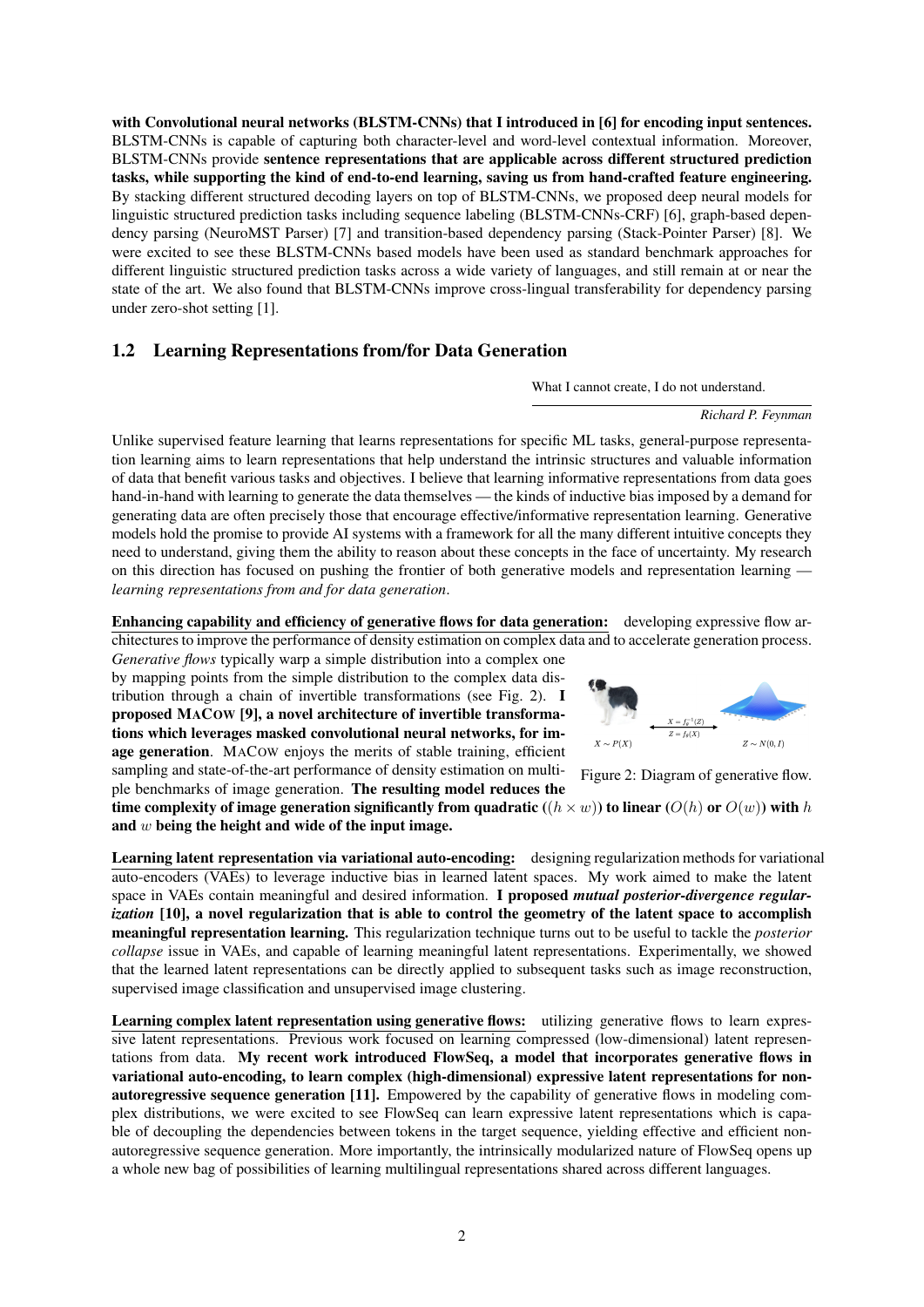**with Convolutional neural networks (BLSTM-CNNs) that I introduced in [6] for encoding input sentences.** BLSTM-CNNs is capable of capturing both character-level and word-level contextual information. Moreover, BLSTM-CNNs provide **sentence representations that are applicable across different structured prediction tasks, while supporting the kind of end-to-end learning, saving us from hand-crafted feature engineering.** By stacking different structured decoding layers on top of BLSTM-CNNs, we proposed deep neural models for linguistic structured prediction tasks including sequence labeling (BLSTM-CNNs-CRF) [6], graph-based dependency parsing (NeuroMST Parser) [7] and transition-based dependency parsing (Stack-Pointer Parser) [8]. We were excited to see these BLSTM-CNNs based models have been used as standard benchmark approaches for different linguistic structured prediction tasks across a wide variety of languages, and still remain at or near the state of the art. We also found that BLSTM-CNNs improve cross-lingual transferability for dependency parsing under zero-shot setting [1].

## 1.2 Learning Representations from/for Data Generation

> What I cannot create, I do not understand.
>
> *Richard P. Feynman*

Unlike supervised feature learning that learns representations for specific ML tasks, general-purpose representation learning aims to learn representations that help understand the intrinsic structures and valuable information of data that benefit various tasks and objectives. I believe that learning informative representations from data goes hand-in-hand with learning to generate the data themselves — the kinds of inductive bias imposed by a demand for generating data are often precisely those that encourage effective/informative representation learning. Generative models hold the promise to provide AI systems with a framework for all the many different intuitive concepts they need to understand, giving them the ability to reason about these concepts in the face of uncertainty. My research on this direction has focused on pushing the frontier of both generative models and representation learning — *learning representations from and for data generation*.

**Enhancing capability and efficiency of generative flows for data generation:** developing expressive flow architectures to improve the performance of density estimation on complex data and to accelerate generation process. *Generative flows* typically warp a simple distribution into a complex one by mapping points from the simple distribution to the complex data distribution through a chain of invertible transformations (see Fig. 2). **I proposed MACOW [9], a novel architecture of invertible transformations which leverages masked convolutional neural networks, for image generation**. MACOW enjoys the merits of stable training, efficient sampling and state-of-the-art performance of density estimation on multiple benchmarks of image generation. **The resulting model reduces the time complexity of image generation significantly from quadratic ($(h \times w)$) to linear ($O(h)$ or $O(w)$) with $h$ and $w$ being the height and wide of the input image.**

$X \sim P(X)$ $\quad X = f_\theta^{-1}(Z) \quad Z = f_\theta(X) \quad$ $Z \sim N(0, I)$

Figure 2: Diagram of generative flow.

**Learning latent representation via variational auto-encoding:** designing regularization methods for variational auto-encoders (VAEs) to leverage inductive bias in learned latent spaces. My work aimed to make the latent space in VAEs contain meaningful and desired information. **I proposed *mutual posterior-divergence regularization* [10], a novel regularization that is able to control the geometry of the latent space to accomplish meaningful representation learning.** This regularization technique turns out to be useful to tackle the *posterior collapse* issue in VAEs, and capable of learning meaningful latent representations. Experimentally, we showed that the learned latent representations can be directly applied to subsequent tasks such as image reconstruction, supervised image classification and unsupervised image clustering.

**Learning complex latent representation using generative flows:** utilizing generative flows to learn expressive latent representations. Previous work focused on learning compressed (low-dimensional) latent representations from data. **My recent work introduced FlowSeq, a model that incorporates generative flows in variational auto-encoding, to learn complex (high-dimensional) expressive latent representations for non-autoregressive sequence generation [11].** Empowered by the capability of generative flows in modeling complex distributions, we were excited to see FlowSeq can learn expressive latent representations which is capable of decoupling the dependencies between tokens in the target sequence, yielding effective and efficient non-autoregressive sequence generation. More importantly, the intrinsically modularized nature of FlowSeq opens up a whole new bag of possibilities of learning multilingual representations shared across different languages.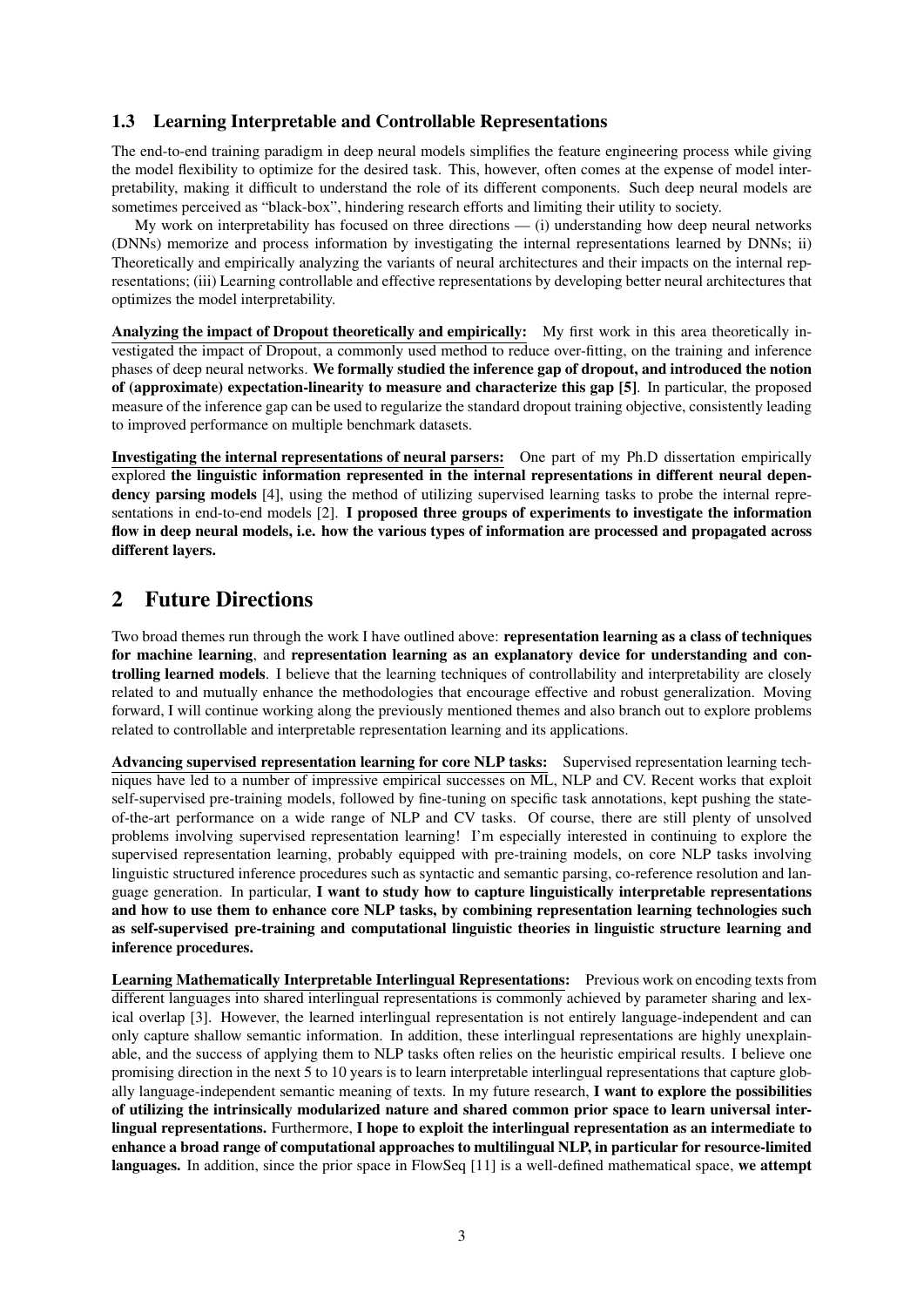### 1.3 Learning Interpretable and Controllable Representations

The end-to-end training paradigm in deep neural models simplifies the feature engineering process while giving the model flexibility to optimize for the desired task. This, however, often comes at the expense of model interpretability, making it difficult to understand the role of its different components. Such deep neural models are sometimes perceived as "black-box", hindering research efforts and limiting their utility to society.

My work on interpretability has focused on three directions — (i) understanding how deep neural networks (DNNs) memorize and process information by investigating the internal representations learned by DNNs; ii) Theoretically and empirically analyzing the variants of neural architectures and their impacts on the internal representations; (iii) Learning controllable and effective representations by developing better neural architectures that optimizes the model interpretability.

<u>Analyzing the impact of Dropout theoretically and empirically:</u> My first work in this area theoretically investigated the impact of Dropout, a commonly used method to reduce over-fitting, on the training and inference phases of deep neural networks. **We formally studied the inference gap of dropout, and introduced the notion of (approximate) expectation-linearity to measure and characterize this gap [5]**. In particular, the proposed measure of the inference gap can be used to regularize the standard dropout training objective, consistently leading to improved performance on multiple benchmark datasets.

<u>Investigating the internal representations of neural parsers:</u> One part of my Ph.D dissertation empirically explored **the linguistic information represented in the internal representations in different neural dependency parsing models** [4], using the method of utilizing supervised learning tasks to probe the internal representations in end-to-end models [2]. **I proposed three groups of experiments to investigate the information flow in deep neural models, i.e. how the various types of information are processed and propagated across different layers.**

## 2 Future Directions

Two broad themes run through the work I have outlined above: **representation learning as a class of techniques for machine learning**, and **representation learning as an explanatory device for understanding and controlling learned models**. I believe that the learning techniques of controllability and interpretability are closely related to and mutually enhance the methodologies that encourage effective and robust generalization. Moving forward, I will continue working along the previously mentioned themes and also branch out to explore problems related to controllable and interpretable representation learning and its applications.

<u>Advancing supervised representation learning for core NLP tasks:</u> Supervised representation learning techniques have led to a number of impressive empirical successes on ML, NLP and CV. Recent works that exploit self-supervised pre-training models, followed by fine-tuning on specific task annotations, kept pushing the state-of-the-art performance on a wide range of NLP and CV tasks. Of course, there are still plenty of unsolved problems involving supervised representation learning! I'm especially interested in continuing to explore the supervised representation learning, probably equipped with pre-training models, on core NLP tasks involving linguistic structured inference procedures such as syntactic and semantic parsing, co-reference resolution and language generation. In particular, **I want to study how to capture linguistically interpretable representations and how to use them to enhance core NLP tasks, by combining representation learning technologies such as self-supervised pre-training and computational linguistic theories in linguistic structure learning and inference procedures.**

<u>Learning Mathematically Interpretable Interlingual Representations:</u> Previous work on encoding texts from different languages into shared interlingual representations is commonly achieved by parameter sharing and lexical overlap [3]. However, the learned interlingual representation is not entirely language-independent and can only capture shallow semantic information. In addition, these interlingual representations are highly unexplainable, and the success of applying them to NLP tasks often relies on the heuristic empirical results. I believe one promising direction in the next 5 to 10 years is to learn interpretable interlingual representations that capture globally language-independent semantic meaning of texts. In my future research, **I want to explore the possibilities of utilizing the intrinsically modularized nature and shared common prior space to learn universal interlingual representations.** Furthermore, **I hope to exploit the interlingual representation as an intermediate to enhance a broad range of computational approaches to multilingual NLP, in particular for resource-limited languages.** In addition, since the prior space in FlowSeq [11] is a well-defined mathematical space, **we attempt**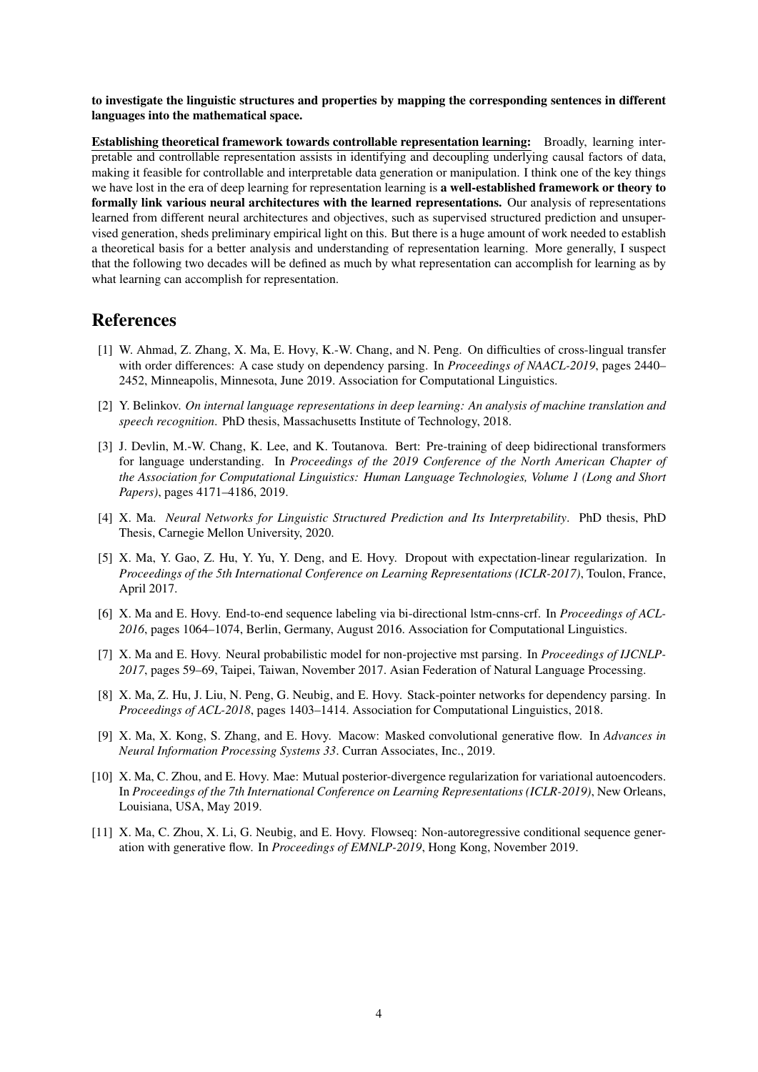**to investigate the linguistic structures and properties by mapping the corresponding sentences in different languages into the mathematical space.**

**Establishing theoretical framework towards controllable representation learning:** Broadly, learning interpretable and controllable representation assists in identifying and decoupling underlying causal factors of data, making it feasible for controllable and interpretable data generation or manipulation. I think one of the key things we have lost in the era of deep learning for representation learning is **a well-established framework or theory to formally link various neural architectures with the learned representations.** Our analysis of representations learned from different neural architectures and objectives, such as supervised structured prediction and unsupervised generation, sheds preliminary empirical light on this. But there is a huge amount of work needed to establish a theoretical basis for a better analysis and understanding of representation learning. More generally, I suspect that the following two decades will be defined as much by what representation can accomplish for learning as by what learning can accomplish for representation.

# References

[1] W. Ahmad, Z. Zhang, X. Ma, E. Hovy, K.-W. Chang, and N. Peng. On difficulties of cross-lingual transfer with order differences: A case study on dependency parsing. In *Proceedings of NAACL-2019*, pages 2440–2452, Minneapolis, Minnesota, June 2019. Association for Computational Linguistics.

[2] Y. Belinkov. *On internal language representations in deep learning: An analysis of machine translation and speech recognition*. PhD thesis, Massachusetts Institute of Technology, 2018.

[3] J. Devlin, M.-W. Chang, K. Lee, and K. Toutanova. Bert: Pre-training of deep bidirectional transformers for language understanding. In *Proceedings of the 2019 Conference of the North American Chapter of the Association for Computational Linguistics: Human Language Technologies, Volume 1 (Long and Short Papers)*, pages 4171–4186, 2019.

[4] X. Ma. *Neural Networks for Linguistic Structured Prediction and Its Interpretability*. PhD thesis, PhD Thesis, Carnegie Mellon University, 2020.

[5] X. Ma, Y. Gao, Z. Hu, Y. Yu, Y. Deng, and E. Hovy. Dropout with expectation-linear regularization. In *Proceedings of the 5th International Conference on Learning Representations (ICLR-2017)*, Toulon, France, April 2017.

[6] X. Ma and E. Hovy. End-to-end sequence labeling via bi-directional lstm-cnns-crf. In *Proceedings of ACL-2016*, pages 1064–1074, Berlin, Germany, August 2016. Association for Computational Linguistics.

[7] X. Ma and E. Hovy. Neural probabilistic model for non-projective mst parsing. In *Proceedings of IJCNLP-2017*, pages 59–69, Taipei, Taiwan, November 2017. Asian Federation of Natural Language Processing.

[8] X. Ma, Z. Hu, J. Liu, N. Peng, G. Neubig, and E. Hovy. Stack-pointer networks for dependency parsing. In *Proceedings of ACL-2018*, pages 1403–1414. Association for Computational Linguistics, 2018.

[9] X. Ma, X. Kong, S. Zhang, and E. Hovy. Macow: Masked convolutional generative flow. In *Advances in Neural Information Processing Systems 33*. Curran Associates, Inc., 2019.

[10] X. Ma, C. Zhou, and E. Hovy. Mae: Mutual posterior-divergence regularization for variational autoencoders. In *Proceedings of the 7th International Conference on Learning Representations (ICLR-2019)*, New Orleans, Louisiana, USA, May 2019.

[11] X. Ma, C. Zhou, X. Li, G. Neubig, and E. Hovy. Flowseq: Non-autoregressive conditional sequence generation with generative flow. In *Proceedings of EMNLP-2019*, Hong Kong, November 2019.